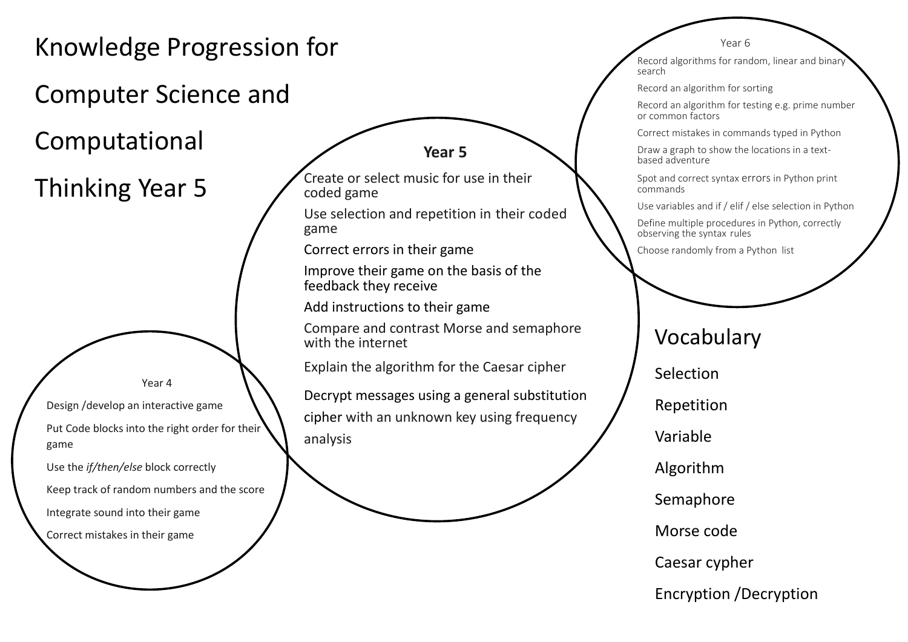# Knowledge Progression for Computer Science and Computational Thinking Year 5

## Year 4

- Design /develop an interactive game
- Put Code blocks into the right order for their game
- Use the *if/then/else* block correctly
- Keep track of random numbers and the score
- Integrate sound into their game
- Correct mistakes in their game

## Year 5

- Create or select music for use in their coded game
- Use selection and repetition in their coded game
- Correct errors in their game
- Improve their game on the basis of the feedback they receive
- Add instructions to their game
- Compare and contrast Morse and semaphore with the internet
- Explain the algorithm for the Caesar cipher
- Decrypt messages using a general substitution cipher with an unknown key using frequency analysis

## Year 6

- Record algorithms for random, linear and binary search
- Record an algorithm for sorting
- Record an algorithm for testing e.g. prime number or common factors
- Correct mistakes in commands typed in Python
- Draw a graph to show the locations in a text-based adventure
- Spot and correct syntax errors in Python print commands
- Use variables and if / elif / else selection in Python
- Define multiple procedures in Python, correctly observing the syntax rules
- Choose randomly from a Python list

## Vocabulary

- Selection
- Repetition
- Variable
- Algorithm
- Semaphore
- Morse code
- Caesar cypher
- Encryption /Decryption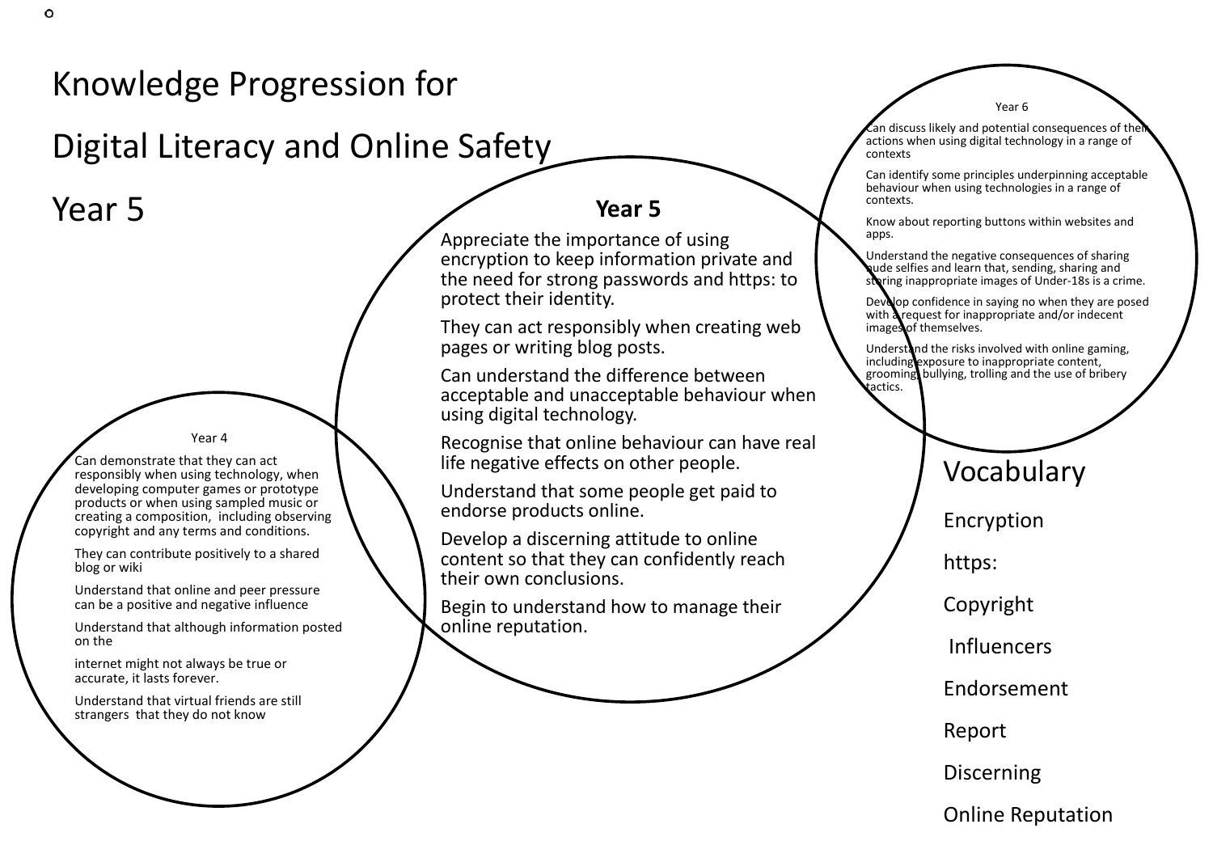# Knowledge Progression for

# Digital Literacy and Online Safety

# Year 5

## Year 5

Appreciate the importance of using encryption to keep information private and the need for strong passwords and https: to protect their identity.

They can act responsibly when creating web pages or writing blog posts.

Can understand the difference between acceptable and unacceptable behaviour when using digital technology.

Recognise that online behaviour can have real life negative effects on other people.

Understand that some people get paid to endorse products online.

Develop a discerning attitude to online content so that they can confidently reach their own conclusions.

Begin to understand how to manage their online reputation.

### Year 4

Can demonstrate that they can act responsibly when using technology, when developing computer games or prototype products or when using sampled music or creating a composition, including observing copyright and any terms and conditions.

They can contribute positively to a shared blog or wiki

Understand that online and peer pressure can be a positive and negative influence

Understand that although information posted on the

internet might not always be true or accurate, it lasts forever.

Understand that virtual friends are still strangers that they do not know

### Year 6

Can discuss likely and potential consequences of their actions when using digital technology in a range of contexts

Can identify some principles underpinning acceptable behaviour when using technologies in a range of contexts.

Know about reporting buttons within websites and apps.

Understand the negative consequences of sharing nude selfies and learn that, sending, sharing and storing inappropriate images of Under-18s is a crime.

Develop confidence in saying no when they are posed with a request for inappropriate and/or indecent images of themselves.

Understand the risks involved with online gaming, including exposure to inappropriate content, grooming, bullying, trolling and the use of bribery tactics.

## Vocabulary

Encryption

https:

Copyright

Influencers

Endorsement

Report

Discerning

Online Reputation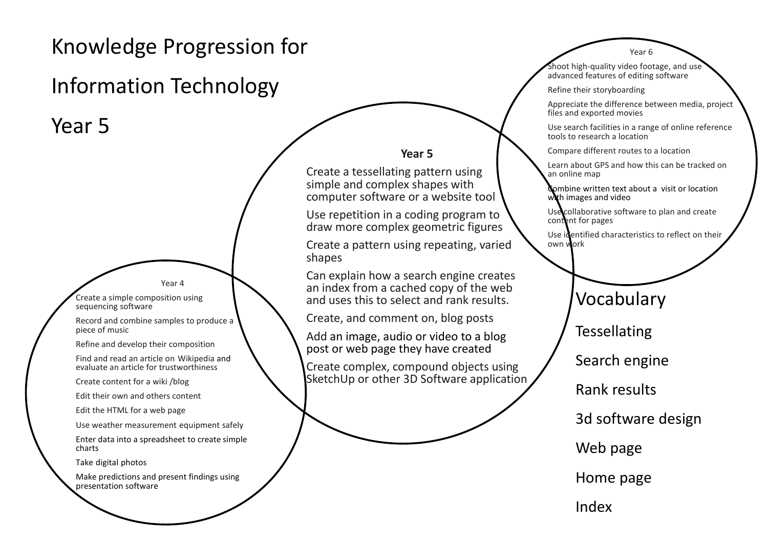# Knowledge Progression for Information Technology Year 5

## Year 4

- Create a simple composition using sequencing software
- Record and combine samples to produce a piece of music
- Refine and develop their composition
- Find and read an article on Wikipedia and evaluate an article for trustworthiness
- Create content for a wiki /blog
- Edit their own and others content
- Edit the HTML for a web page
- Use weather measurement equipment safely
- Enter data into a spreadsheet to create simple charts
- Take digital photos
- Make predictions and present findings using presentation software

## Year 5

- Create a tessellating pattern using simple and complex shapes with computer software or a website tool
- Use repetition in a coding program to draw more complex geometric figures
- Create a pattern using repeating, varied shapes
- Can explain how a search engine creates an index from a cached copy of the web and uses this to select and rank results.
- Create, and comment on, blog posts
- Add an image, audio or video to a blog post or web page they have created
- Create complex, compound objects using SketchUp or other 3D Software application

## Year 6

- Shoot high-quality video footage, and use advanced features of editing software
- Refine their storyboarding
- Appreciate the difference between media, project files and exported movies
- Use search facilities in a range of online reference tools to research a location
- Compare different routes to a location
- Learn about GPS and how this can be tracked on an online map
- Combine written text about a visit or location with images and video
- Use collaborative software to plan and create content for pages
- Use identified characteristics to reflect on their own work

## Vocabulary

- Tessellating
- Search engine
- Rank results
- 3d software design
- Web page
- Home page
- Index